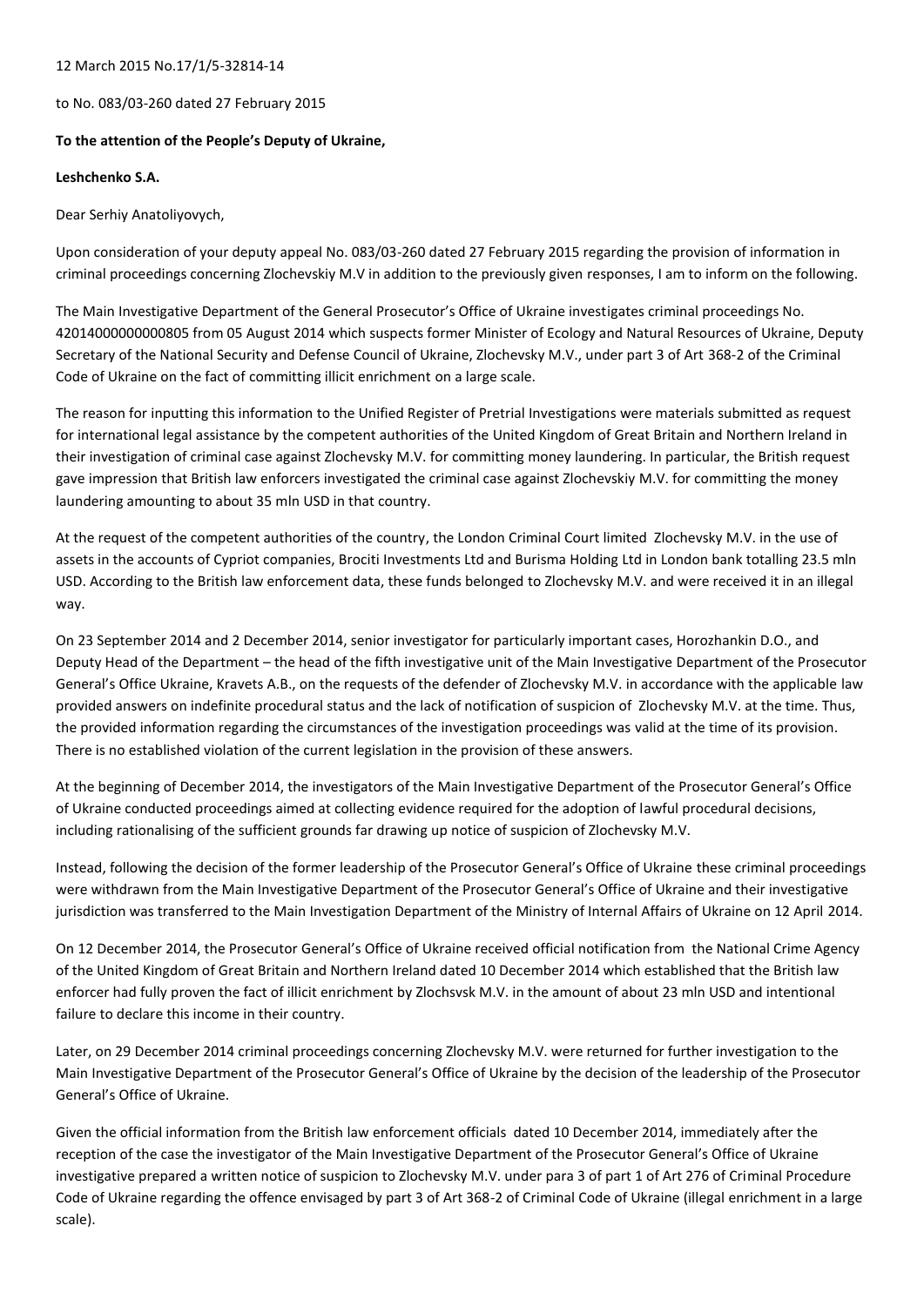12 March 2015 No.17/1/5-32814-14

to No. 083/03-260 dated 27 February 2015

**To the attention of the People's Deputy of Ukraine,**

**Leshchenko S.A.**

Dear Serhiy Anatoliyovych,

Upon consideration of your deputy appeal No. 083/03-260 dated 27 February 2015 regarding the provision of information in criminal proceedings concerning Zlochevskiy M.V in addition to the previously given responses, I am to inform on the following.

The Main Investigative Department of the General Prosecutor's Office of Ukraine investigates criminal proceedings No. 42014000000000805 from 05 August 2014 which suspects former Minister of Ecology and Natural Resources of Ukraine, Deputy Secretary of the National Security and Defense Council of Ukraine, Zlochevsky M.V., under part 3 of Art 368-2 of the Criminal Code of Ukraine on the fact of committing illicit enrichment on a large scale.

The reason for inputting this information to the Unified Register of Pretrial Investigations were materials submitted as request for international legal assistance by the competent authorities of the United Kingdom of Great Britain and Northern Ireland in their investigation of criminal case against Zlochevsky M.V. for committing money laundering. In particular, the British request gave impression that British law enforcers investigated the criminal case against Zlochevskiy M.V. for committing the money laundering amounting to about 35 mln USD in that country.

At the request of the competent authorities of the country, the London Criminal Court limited Zlochevsky M.V. in the use of assets in the accounts of Cypriot companies, Brociti Investments Ltd and Burisma Holding Ltd in London bank totalling 23.5 mln USD. According to the British law enforcement data, these funds belonged to Zlochevsky M.V. and were received it in an illegal way.

On 23 September 2014 and 2 December 2014, senior investigator for particularly important cases, Horozhankin D.O., and Deputy Head of the Department – the head of the fifth investigative unit of the Main Investigative Department of the Prosecutor General's Office Ukraine, Kravets A.B., on the requests of the defender of Zlochevsky M.V. in accordance with the applicable law provided answers on indefinite procedural status and the lack of notification of suspicion of Zlochevsky M.V. at the time. Thus, the provided information regarding the circumstances of the investigation proceedings was valid at the time of its provision. There is no established violation of the current legislation in the provision of these answers.

At the beginning of December 2014, the investigators of the Main Investigative Department of the Prosecutor General's Office of Ukraine conducted proceedings aimed at collecting evidence required for the adoption of lawful procedural decisions, including rationalising of the sufficient grounds far drawing up notice of suspicion of Zlochevsky M.V.

Instead, following the decision of the former leadership of the Prosecutor General's Office of Ukraine these criminal proceedings were withdrawn from the Main Investigative Department of the Prosecutor General's Office of Ukraine and their investigative jurisdiction was transferred to the Main Investigation Department of the Ministry of Internal Affairs of Ukraine on 12 April 2014.

On 12 December 2014, the Prosecutor General's Office of Ukraine received official notification from the National Crime Agency of the United Kingdom of Great Britain and Northern Ireland dated 10 December 2014 which established that the British law enforcer had fully proven the fact of illicit enrichment by Zlochsvsk M.V. in the amount of about 23 mln USD and intentional failure to declare this income in their country.

Later, on 29 December 2014 criminal proceedings concerning Zlochevsky M.V. were returned for further investigation to the Main Investigative Department of the Prosecutor General's Office of Ukraine by the decision of the leadership of the Prosecutor General's Office of Ukraine.

Given the official information from the British law enforcement officials dated 10 December 2014, immediately after the reception of the case the investigator of the Main Investigative Department of the Prosecutor General's Office of Ukraine investigative prepared a written notice of suspicion to Zlochevsky M.V. under para 3 of part 1 of Art 276 of Criminal Procedure Code of Ukraine regarding the offence envisaged by part 3 of Art 368-2 of Criminal Code of Ukraine (illegal enrichment in a large scale).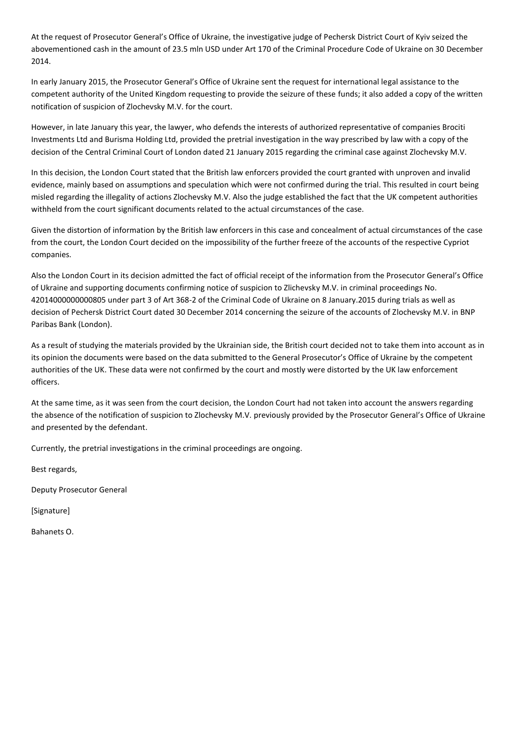At the request of Prosecutor General's Office of Ukraine, the investigative judge of Pechersk District Court of Kyiv seized the abovementioned cash in the amount of 23.5 mln USD under Art 170 of the Criminal Procedure Code of Ukraine on 30 December 2014.

In early January 2015, the Prosecutor General's Office of Ukraine sent the request for international legal assistance to the competent authority of the United Kingdom requesting to provide the seizure of these funds; it also added a copy of the written notification of suspicion of Zlochevsky M.V. for the court.

However, in late January this year, the lawyer, who defends the interests of authorized representative of companies Brociti Investments Ltd and Burisma Holding Ltd, provided the pretrial investigation in the way prescribed by law with a copy of the decision of the Central Criminal Court of London dated 21 January 2015 regarding the criminal case against Zlochevsky M.V.

In this decision, the London Court stated that the British law enforcers provided the court granted with unproven and invalid evidence, mainly based on assumptions and speculation which were not confirmed during the trial. This resulted in court being misled regarding the illegality of actions Zlochevsky M.V. Also the judge established the fact that the UK competent authorities withheld from the court significant documents related to the actual circumstances of the case.

Given the distortion of information by the British law enforcers in this case and concealment of actual circumstances of the case from the court, the London Court decided on the impossibility of the further freeze of the accounts of the respective Cypriot companies.

Also the London Court in its decision admitted the fact of official receipt of the information from the Prosecutor General's Office of Ukraine and supporting documents confirming notice of suspicion to Zlichevsky M.V. in criminal proceedings No. 42014000000000805 under part 3 of Art 368-2 of the Criminal Code of Ukraine on 8 January.2015 during trials as well as decision of Pechersk District Court dated 30 December 2014 concerning the seizure of the accounts of Zlochevsky M.V. in BNP Paribas Bank (London).

As a result of studying the materials provided by the Ukrainian side, the British court decided not to take them into account as in its opinion the documents were based on the data submitted to the General Prosecutor's Office of Ukraine by the competent authorities of the UK. These data were not confirmed by the court and mostly were distorted by the UK law enforcement officers.

At the same time, as it was seen from the court decision, the London Court had not taken into account the answers regarding the absence of the notification of suspicion to Zlochevsky M.V. previously provided by the Prosecutor General's Office of Ukraine and presented by the defendant.

Currently, the pretrial investigations in the criminal proceedings are ongoing.

Best regards,

Deputy Prosecutor General

[Signature]

Bahanets O.